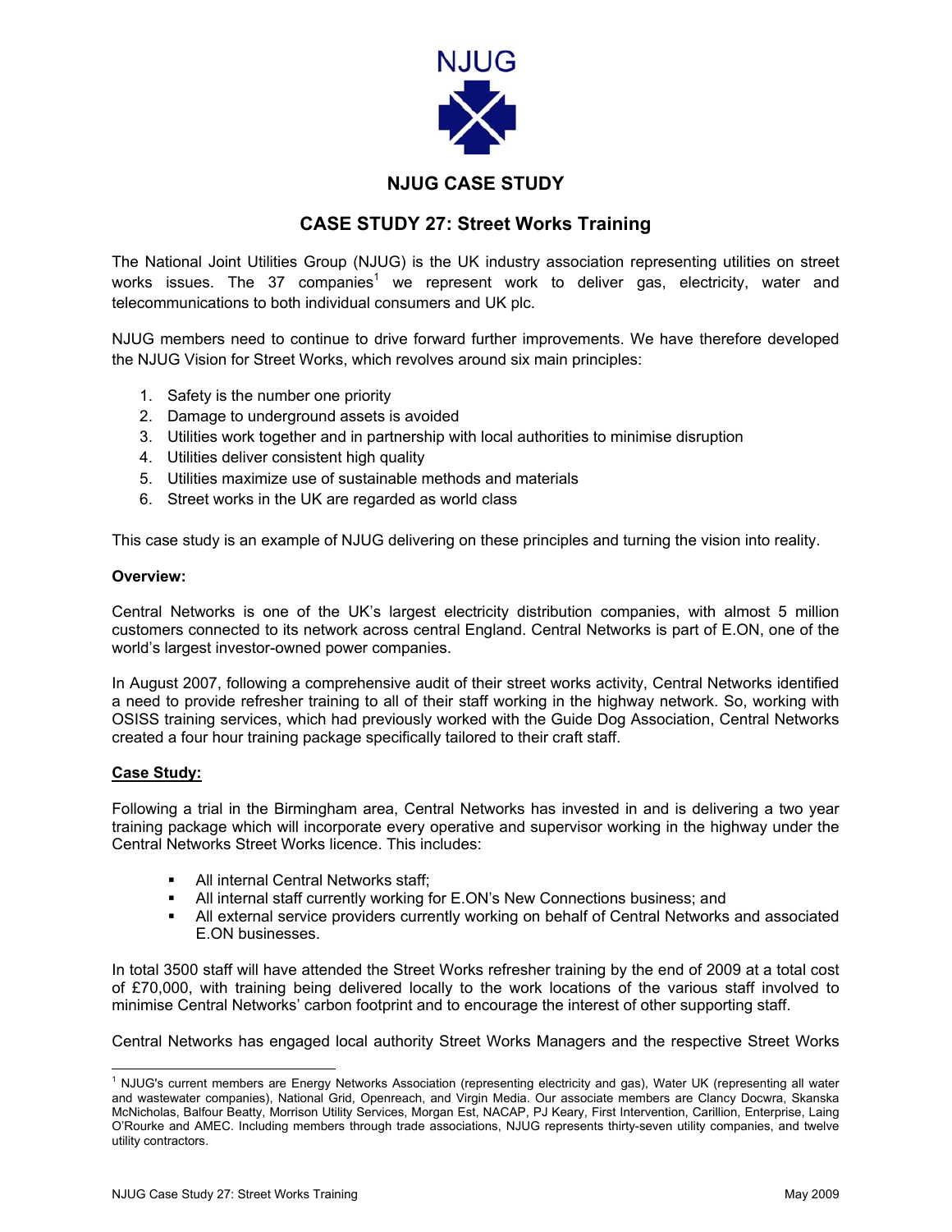NJUG

## NJUG CASE STUDY

# CASE STUDY 27: Street Works Training

The National Joint Utilities Group (NJUG) is the UK industry association representing utilities on street works issues. The 37 companies[1] we represent work to deliver gas, electricity, water and telecommunications to both individual consumers and UK plc.

NJUG members need to continue to drive forward further improvements. We have therefore developed the NJUG Vision for Street Works, which revolves around six main principles:

1. Safety is the number one priority
2. Damage to underground assets is avoided
3. Utilities work together and in partnership with local authorities to minimise disruption
4. Utilities deliver consistent high quality
5. Utilities maximize use of sustainable methods and materials
6. Street works in the UK are regarded as world class

This case study is an example of NJUG delivering on these principles and turning the vision into reality.

**Overview:**

Central Networks is one of the UK's largest electricity distribution companies, with almost 5 million customers connected to its network across central England. Central Networks is part of E.ON, one of the world's largest investor-owned power companies.

In August 2007, following a comprehensive audit of their street works activity, Central Networks identified a need to provide refresher training to all of their staff working in the highway network. So, working with OSISS training services, which had previously worked with the Guide Dog Association, Central Networks created a four hour training package specifically tailored to their craft staff.

**Case Study:**

Following a trial in the Birmingham area, Central Networks has invested in and is delivering a two year training package which will incorporate every operative and supervisor working in the highway under the Central Networks Street Works licence. This includes:

- All internal Central Networks staff;
- All internal staff currently working for E.ON's New Connections business; and
- All external service providers currently working on behalf of Central Networks and associated E.ON businesses.

In total 3500 staff will have attended the Street Works refresher training by the end of 2009 at a total cost of £70,000, with training being delivered locally to the work locations of the various staff involved to minimise Central Networks' carbon footprint and to encourage the interest of other supporting staff.

Central Networks has engaged local authority Street Works Managers and the respective Street Works

---

[1] NJUG's current members are Energy Networks Association (representing electricity and gas), Water UK (representing all water and wastewater companies), National Grid, Openreach, and Virgin Media. Our associate members are Clancy Docwra, Skanska McNicholas, Balfour Beatty, Morrison Utility Services, Morgan Est, NACAP, PJ Keary, First Intervention, Carillion, Enterprise, Laing O'Rourke and AMEC. Including members through trade associations, NJUG represents thirty-seven utility companies, and twelve utility contractors.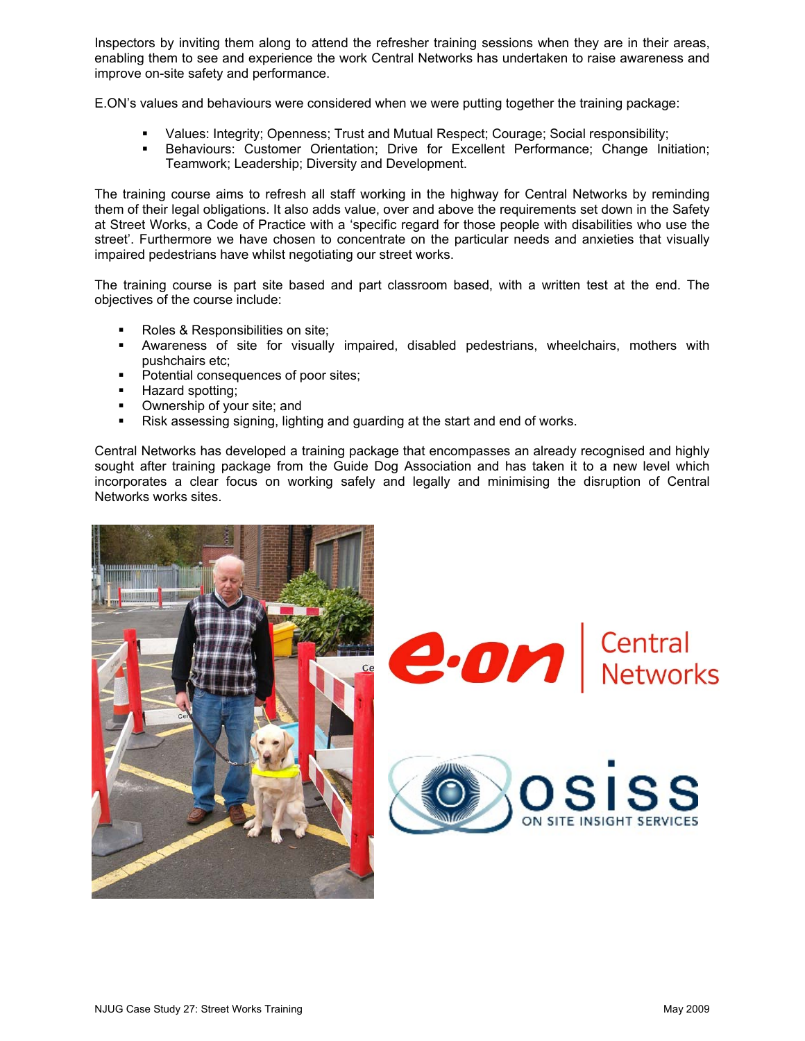Inspectors by inviting them along to attend the refresher training sessions when they are in their areas, enabling them to see and experience the work Central Networks has undertaken to raise awareness and improve on-site safety and performance.

E.ON's values and behaviours were considered when we were putting together the training package:

- Values: Integrity; Openness; Trust and Mutual Respect; Courage; Social responsibility;
- Behaviours: Customer Orientation; Drive for Excellent Performance; Change Initiation; Teamwork; Leadership; Diversity and Development.

The training course aims to refresh all staff working in the highway for Central Networks by reminding them of their legal obligations. It also adds value, over and above the requirements set down in the Safety at Street Works, a Code of Practice with a 'specific regard for those people with disabilities who use the street'. Furthermore we have chosen to concentrate on the particular needs and anxieties that visually impaired pedestrians have whilst negotiating our street works.

The training course is part site based and part classroom based, with a written test at the end. The objectives of the course include:

- Roles & Responsibilities on site;
- Awareness of site for visually impaired, disabled pedestrians, wheelchairs, mothers with pushchairs etc;
- Potential consequences of poor sites;
- Hazard spotting;
- Ownership of your site; and
- Risk assessing signing, lighting and guarding at the start and end of works.

Central Networks has developed a training package that encompasses an already recognised and highly sought after training package from the Guide Dog Association and has taken it to a new level which incorporates a clear focus on working safely and legally and minimising the disruption of Central Networks works sites.